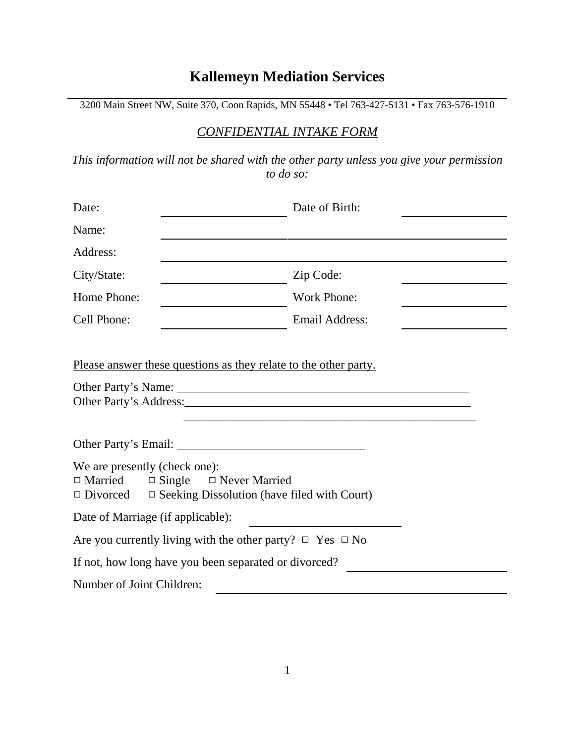# Kallemeyn Mediation Services

3200 Main Street NW, Suite 370, Coon Rapids, MN 55448 • Tel 763-427-5131 • Fax 763-576-1910

## *CONFIDENTIAL INTAKE FORM*

*This information will not be shared with the other party unless you give your permission to do so:*

| | | | |
|---|---|---|---|
| Date: | ____________________ | Date of Birth: | ________________ |
| Name: | ________________________________________________ | | |
| Address: | ________________________________________________ | | |
| City/State: | ____________________ | Zip Code: | ________________ |
| Home Phone: | ____________________ | Work Phone: | ________________ |
| Cell Phone: | ____________________ | Email Address: | ________________ |

Please answer these questions as they relate to the other party.

Other Party's Name: _______________________________________________

Other Party's Address:_______________________________________________

_______________________________________________

Other Party's Email: ______________________________

We are presently (check one):

□ Married □ Single □ Never Married

□ Divorced □ Seeking Dissolution (have filed with Court)

Date of Marriage (if applicable): ________________________

Are you currently living with the other party? □ Yes □ No

If not, how long have you been separated or divorced? ____________________

Number of Joint Children: ______________________________________________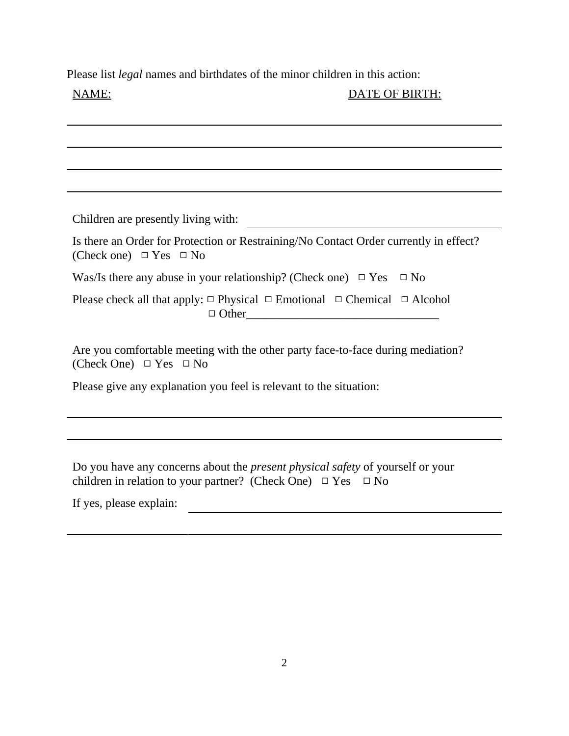Please list *legal* names and birthdates of the minor children in this action:

| NAME: | DATE OF BIRTH: |
|---|---|
| | |
| | |
| | |
| | |

Children are presently living with: ______________________________

Is there an Order for Protection or Restraining/No Contact Order currently in effect? (Check one) ◻ Yes ◻ No

Was/Is there any abuse in your relationship? (Check one) ◻ Yes ◻ No

Please check all that apply: ◻ Physical ◻ Emotional ◻ Chemical ◻ Alcohol ◻ Other________________________________

Are you comfortable meeting with the other party face-to-face during mediation? (Check One) ◻ Yes ◻ No

Please give any explanation you feel is relevant to the situation:

______________________________________________________________________

______________________________________________________________________

Do you have any concerns about the *present physical safety* of yourself or your children in relation to your partner? (Check One) ◻ Yes ◻ No

If yes, please explain: ______________________________________________

______________________________________________________________________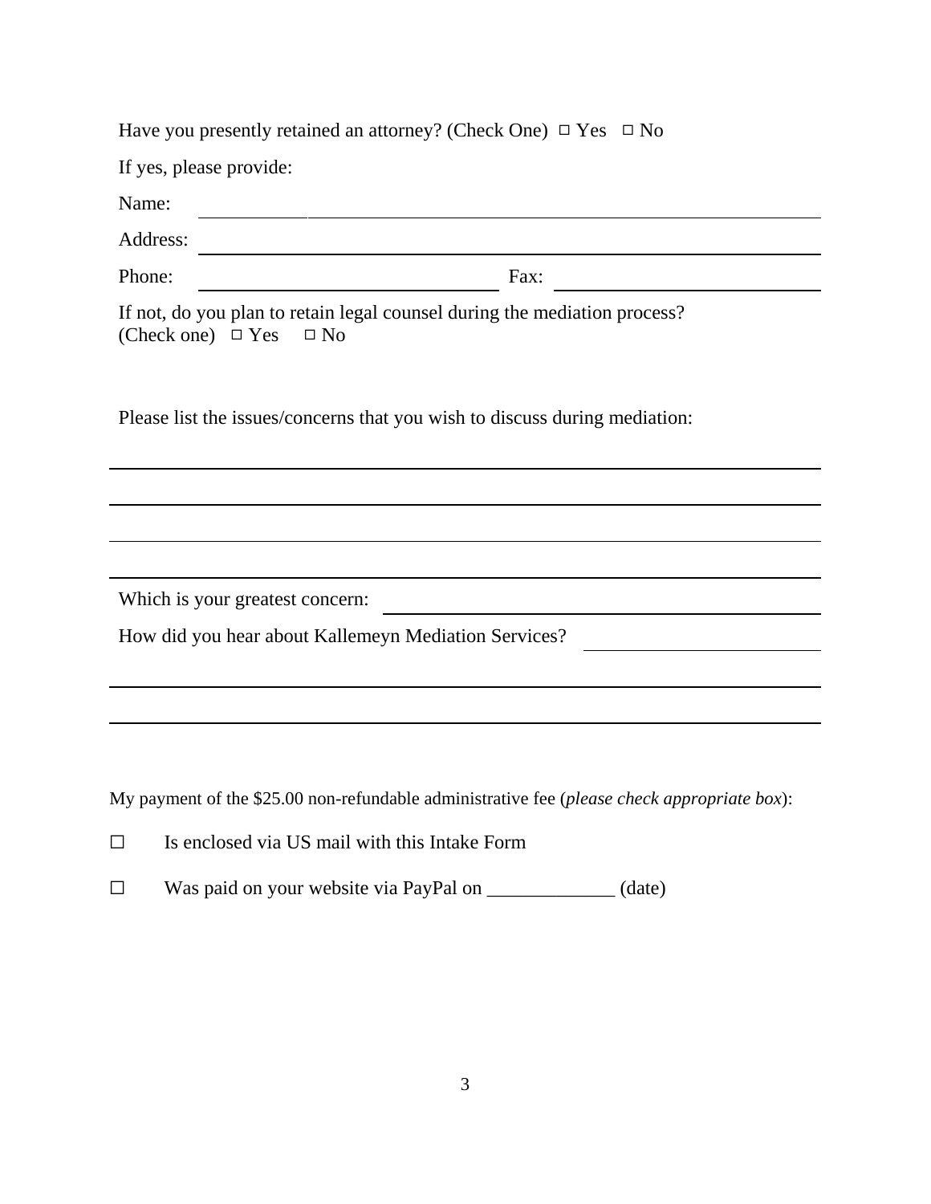Have you presently retained an attorney? (Check One) ☐ Yes ☐ No

If yes, please provide:

Name: ______________________________________________

Address: ______________________________________________

Phone: ______________________ Fax: ______________________

If not, do you plan to retain legal counsel during the mediation process?
(Check one) ☐ Yes ☐ No

Please list the issues/concerns that you wish to discuss during mediation:

______________________________________________________________

______________________________________________________________

______________________________________________________________

______________________________________________________________

Which is your greatest concern: ______________________________

How did you hear about Kallemeyn Mediation Services? ________________

______________________________________________________________

______________________________________________________________

My payment of the $25.00 non-refundable administrative fee (*please check appropriate box*):

☐ Is enclosed via US mail with this Intake Form

☐ Was paid on your website via PayPal on _____________ (date)